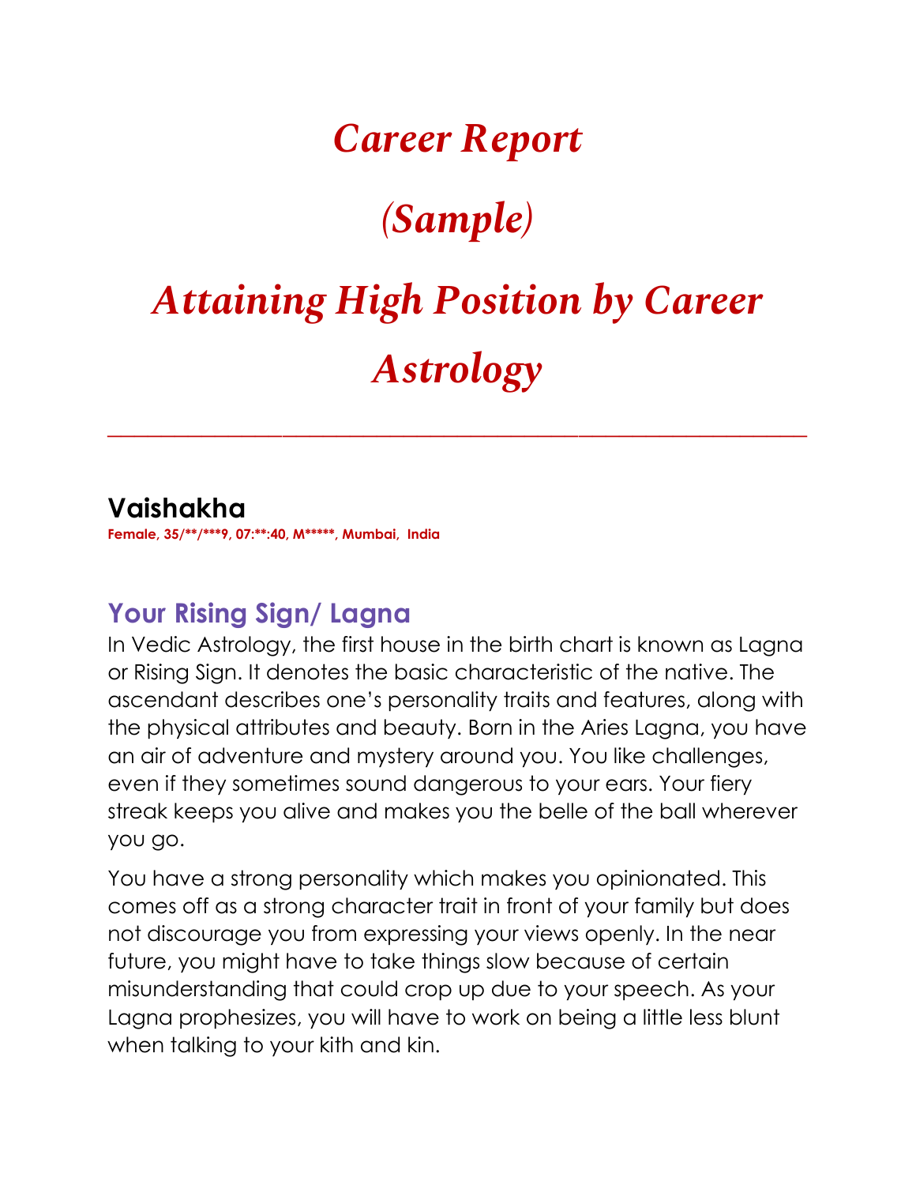# *Career Report*

# *(Sample)*

# *Attaining High Position by Career Astrology*

---

## Vaishakha

**Female, 35/**/***9, 07:**:40, M*****, Mumbai, India**

## Your Rising Sign/ Lagna

In Vedic Astrology, the first house in the birth chart is known as Lagna or Rising Sign. It denotes the basic characteristic of the native. The ascendant describes one's personality traits and features, along with the physical attributes and beauty. Born in the Aries Lagna, you have an air of adventure and mystery around you. You like challenges, even if they sometimes sound dangerous to your ears. Your fiery streak keeps you alive and makes you the belle of the ball wherever you go.

You have a strong personality which makes you opinionated. This comes off as a strong character trait in front of your family but does not discourage you from expressing your views openly. In the near future, you might have to take things slow because of certain misunderstanding that could crop up due to your speech. As your Lagna prophesizes, you will have to work on being a little less blunt when talking to your kith and kin.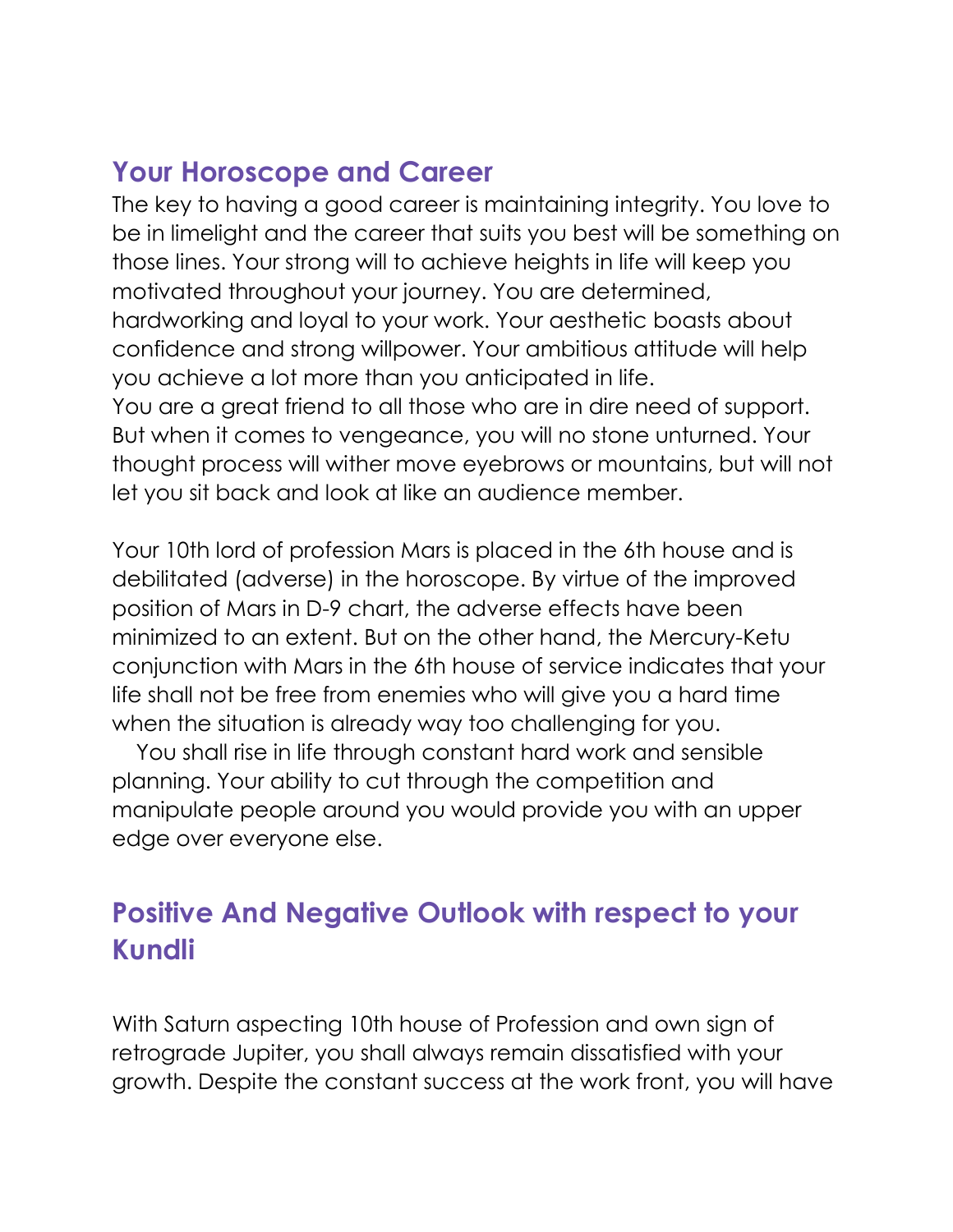## Your Horoscope and Career

The key to having a good career is maintaining integrity. You love to be in limelight and the career that suits you best will be something on those lines. Your strong will to achieve heights in life will keep you motivated throughout your journey. You are determined, hardworking and loyal to your work. Your aesthetic boasts about confidence and strong willpower. Your ambitious attitude will help you achieve a lot more than you anticipated in life.
You are a great friend to all those who are in dire need of support. But when it comes to vengeance, you will no stone unturned. Your thought process will wither move eyebrows or mountains, but will not let you sit back and look at like an audience member.

Your 10th lord of profession Mars is placed in the 6th house and is debilitated (adverse) in the horoscope. By virtue of the improved position of Mars in D-9 chart, the adverse effects have been minimized to an extent. But on the other hand, the Mercury-Ketu conjunction with Mars in the 6th house of service indicates that your life shall not be free from enemies who will give you a hard time when the situation is already way too challenging for you.

You shall rise in life through constant hard work and sensible planning. Your ability to cut through the competition and manipulate people around you would provide you with an upper edge over everyone else.

## Positive And Negative Outlook with respect to your Kundli

With Saturn aspecting 10th house of Profession and own sign of retrograde Jupiter, you shall always remain dissatisfied with your growth. Despite the constant success at the work front, you will have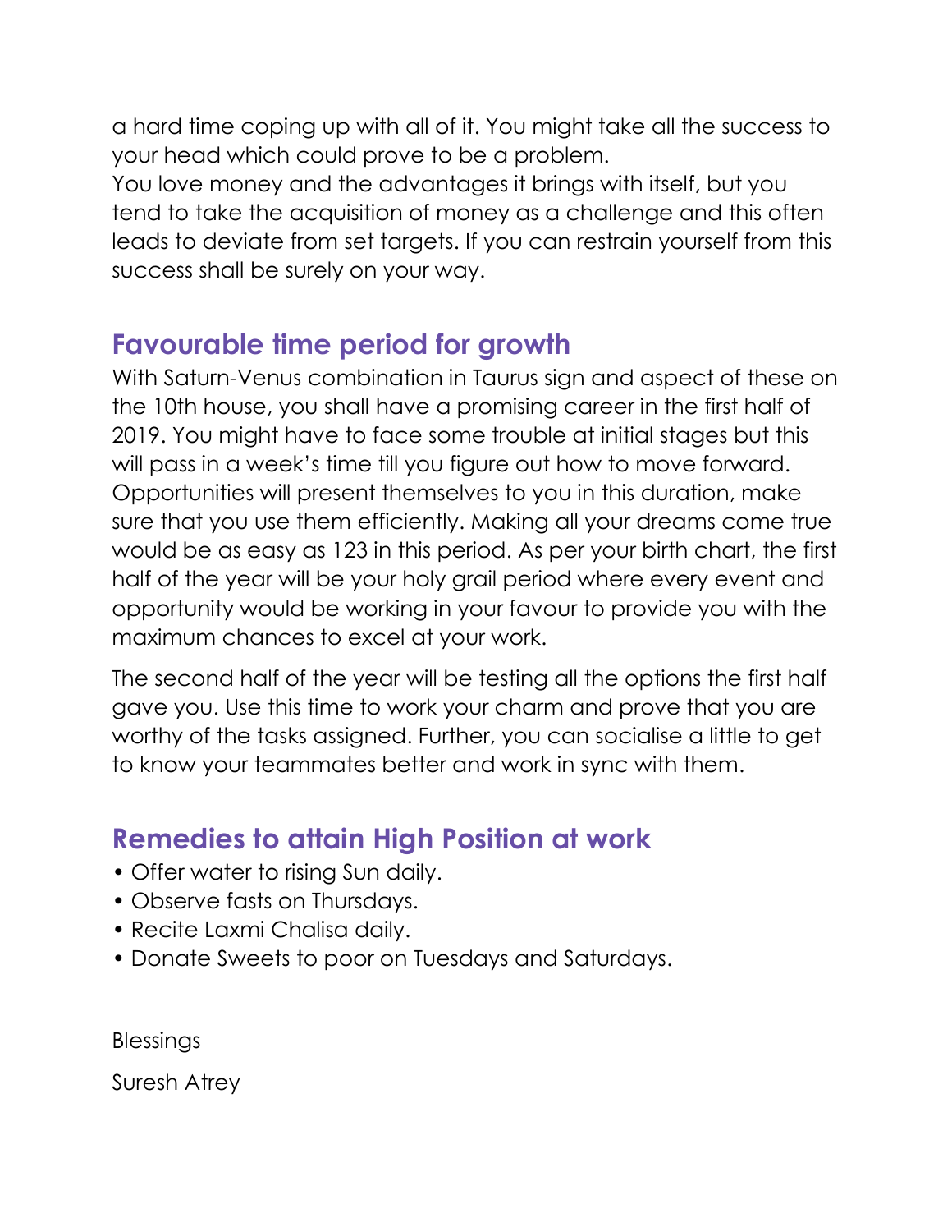a hard time coping up with all of it. You might take all the success to your head which could prove to be a problem.
You love money and the advantages it brings with itself, but you tend to take the acquisition of money as a challenge and this often leads to deviate from set targets. If you can restrain yourself from this success shall be surely on your way.

## Favourable time period for growth

With Saturn-Venus combination in Taurus sign and aspect of these on the 10th house, you shall have a promising career in the first half of 2019. You might have to face some trouble at initial stages but this will pass in a week's time till you figure out how to move forward. Opportunities will present themselves to you in this duration, make sure that you use them efficiently. Making all your dreams come true would be as easy as 123 in this period. As per your birth chart, the first half of the year will be your holy grail period where every event and opportunity would be working in your favour to provide you with the maximum chances to excel at your work.

The second half of the year will be testing all the options the first half gave you. Use this time to work your charm and prove that you are worthy of the tasks assigned. Further, you can socialise a little to get to know your teammates better and work in sync with them.

## Remedies to attain High Position at work

- Offer water to rising Sun daily.
- Observe fasts on Thursdays.
- Recite Laxmi Chalisa daily.
- Donate Sweets to poor on Tuesdays and Saturdays.

Blessings

Suresh Atrey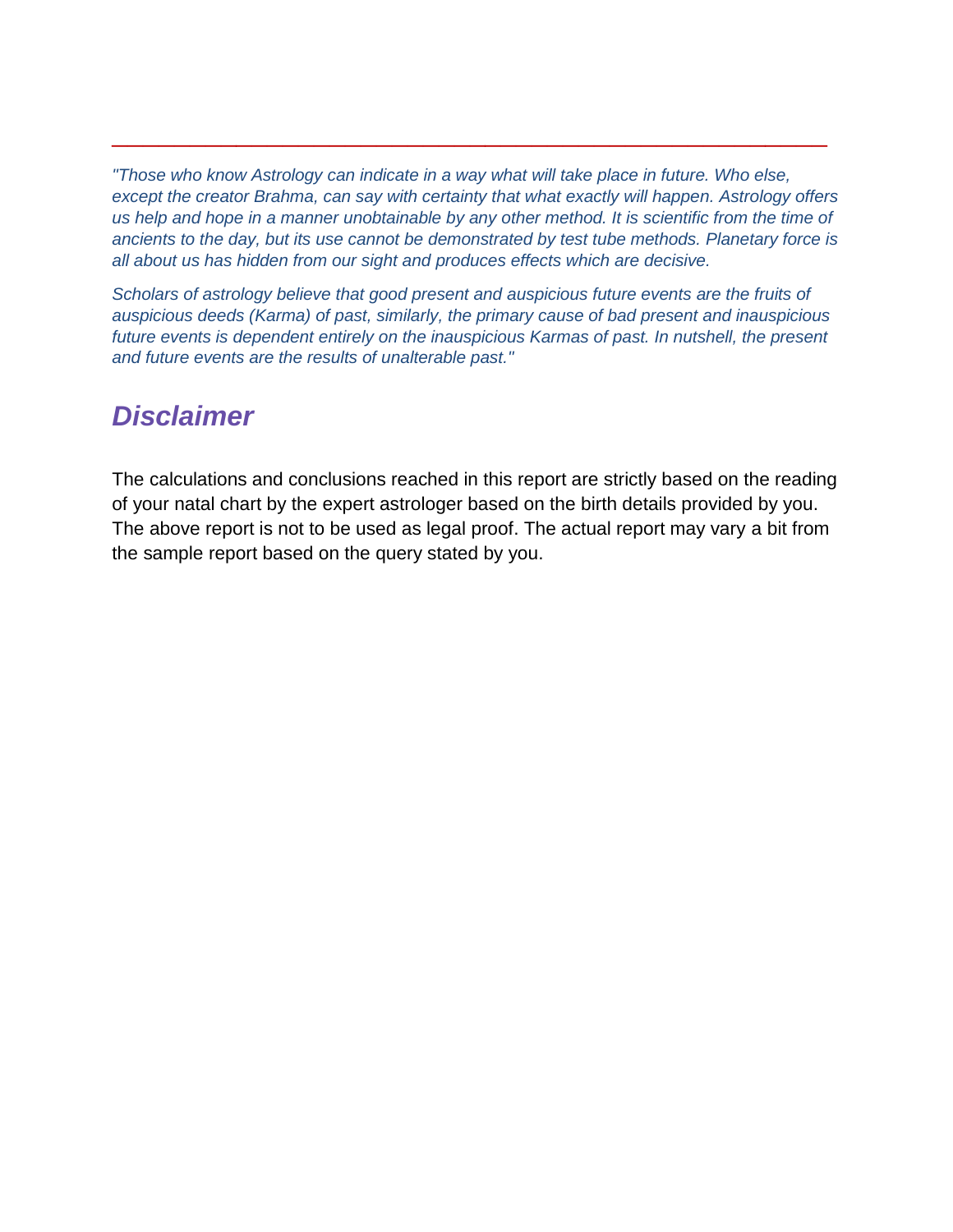---

*"Those who know Astrology can indicate in a way what will take place in future. Who else, except the creator Brahma, can say with certainty that what exactly will happen. Astrology offers us help and hope in a manner unobtainable by any other method. It is scientific from the time of ancients to the day, but its use cannot be demonstrated by test tube methods. Planetary force is all about us has hidden from our sight and produces effects which are decisive.*

*Scholars of astrology believe that good present and auspicious future events are the fruits of auspicious deeds (Karma) of past, similarly, the primary cause of bad present and inauspicious future events is dependent entirely on the inauspicious Karmas of past. In nutshell, the present and future events are the results of unalterable past."*

## *Disclaimer*

The calculations and conclusions reached in this report are strictly based on the reading of your natal chart by the expert astrologer based on the birth details provided by you. The above report is not to be used as legal proof. The actual report may vary a bit from the sample report based on the query stated by you.